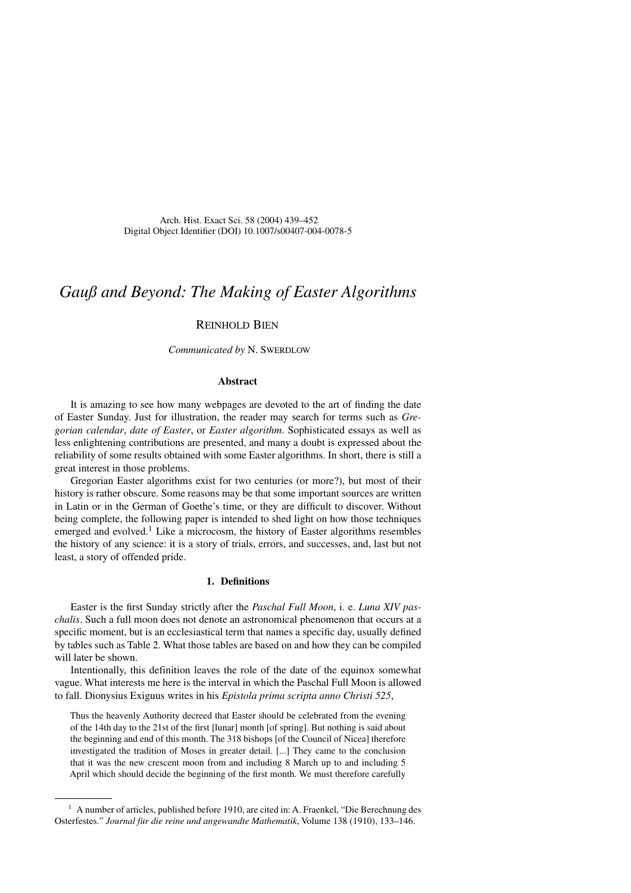Arch. Hist. Exact Sci. 58 (2004) 439–452
Digital Object Identifier (DOI) 10.1007/s00407-004-0078-5

# *Gauß and Beyond: The Making of Easter Algorithms*

Reinhold Bien

*Communicated by* N. Swerdlow

### Abstract

It is amazing to see how many webpages are devoted to the art of finding the date of Easter Sunday. Just for illustration, the reader may search for terms such as *Gregorian calendar*, *date of Easter*, or *Easter algorithm*. Sophisticated essays as well as less enlightening contributions are presented, and many a doubt is expressed about the reliability of some results obtained with some Easter algorithms. In short, there is still a great interest in those problems.

Gregorian Easter algorithms exist for two centuries (or more?), but most of their history is rather obscure. Some reasons may be that some important sources are written in Latin or in the German of Goethe's time, or they are difficult to discover. Without being complete, the following paper is intended to shed light on how those techniques emerged and evolved.[1] Like a microcosm, the history of Easter algorithms resembles the history of any science: it is a story of trials, errors, and successes, and, last but not least, a story of offended pride.

## 1. Definitions

Easter is the first Sunday strictly after the *Paschal Full Moon*, i. e. *Luna XIV paschalis*. Such a full moon does not denote an astronomical phenomenon that occurs at a specific moment, but is an ecclesiastical term that names a specific day, usually defined by tables such as Table 2. What those tables are based on and how they can be compiled will later be shown.

Intentionally, this definition leaves the role of the date of the equinox somewhat vague. What interests me here is the interval in which the Paschal Full Moon is allowed to fall. Dionysius Exiguus writes in his *Epistola prima scripta anno Christi 525*,

> Thus the heavenly Authority decreed that Easter should be celebrated from the evening of the 14th day to the 21st of the first [lunar] month [of spring]. But nothing is said about the beginning and end of this month. The 318 bishops [of the Council of Nicea] therefore investigated the tradition of Moses in greater detail. [...] They came to the conclusion that it was the new crescent moon from and including 8 March up to and including 5 April which should decide the beginning of the first month. We must therefore carefully

---

[1] A number of articles, published before 1910, are cited in: A. Fraenkel, "Die Berechnung des Osterfestes." *Journal für die reine und angewandte Mathematik*, Volume 138 (1910), 133–146.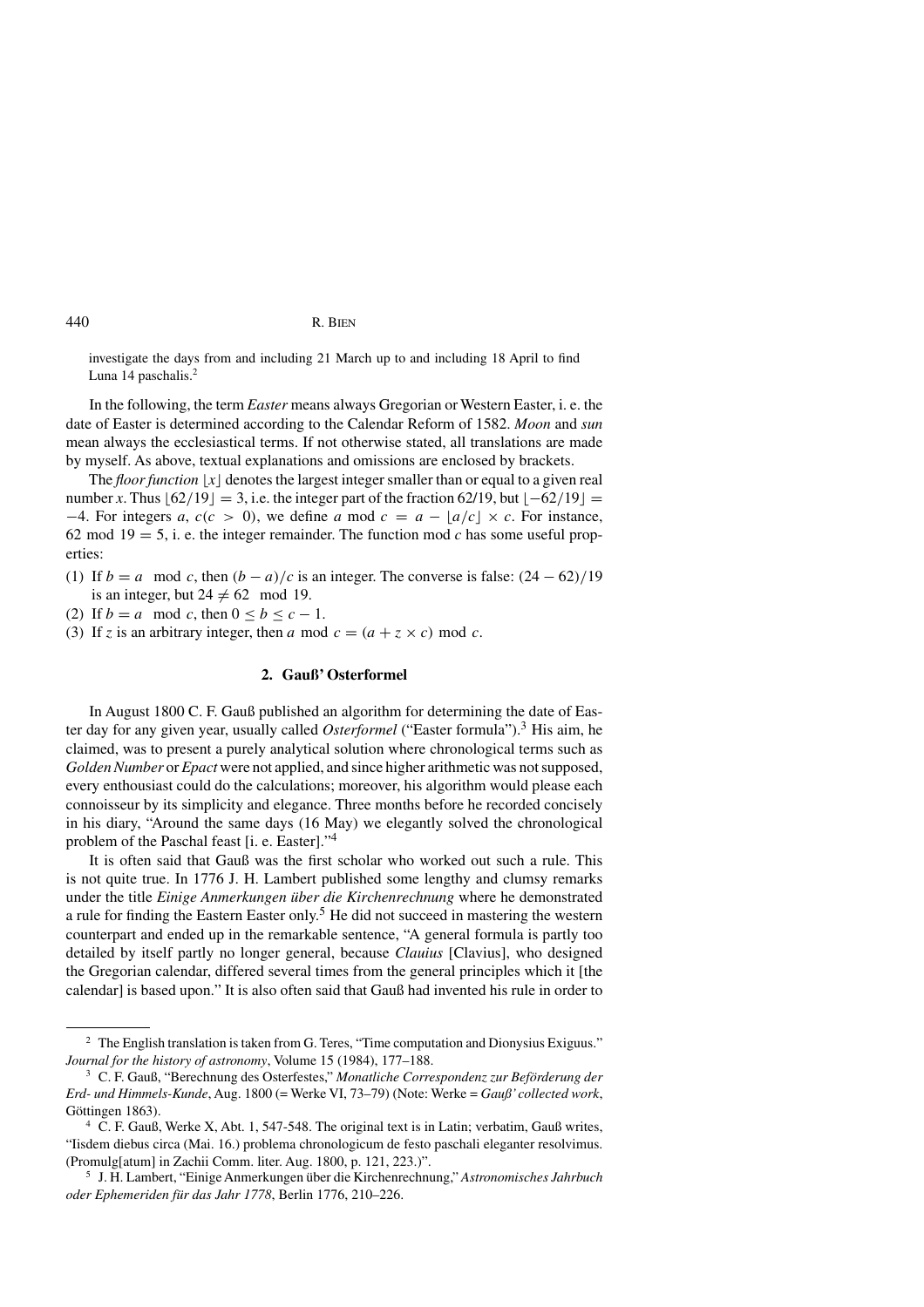investigate the days from and including 21 March up to and including 18 April to find Luna 14 paschalis.[2]

In the following, the term *Easter* means always Gregorian or Western Easter, i. e. the date of Easter is determined according to the Calendar Reform of 1582. *Moon* and *sun* mean always the ecclesiastical terms. If not otherwise stated, all translations are made by myself. As above, textual explanations and omissions are enclosed by brackets.

The *floor function* $\lfloor x \rfloor$ denotes the largest integer smaller than or equal to a given real number $x$. Thus $\lfloor 62/19 \rfloor = 3$, i.e. the integer part of the fraction 62/19, but $\lfloor -62/19 \rfloor = -4$. For integers $a$, $c (c > 0)$, we define $a \bmod c = a - \lfloor a/c \rfloor \times c$. For instance, $62 \bmod 19 = 5$, i. e. the integer remainder. The function mod $c$ has some useful properties:

(1) If $b = a \mod c$, then $(b - a)/c$ is an integer. The converse is false: $(24 - 62)/19$ is an integer, but $24 \neq 62 \mod 19$.
(2) If $b = a \mod c$, then $0 \leq b \leq c - 1$.
(3) If $z$ is an arbitrary integer, then $a \bmod c = (a + z \times c) \bmod c$.

## 2. Gauß' Osterformel

In August 1800 C. F. Gauß published an algorithm for determining the date of Easter day for any given year, usually called *Osterformel* ("Easter formula").[3] His aim, he claimed, was to present a purely analytical solution where chronological terms such as *Golden Number* or *Epact* were not applied, and since higher arithmetic was not supposed, every enthousiast could do the calculations; moreover, his algorithm would please each connoisseur by its simplicity and elegance. Three months before he recorded concisely in his diary, "Around the same days (16 May) we elegantly solved the chronological problem of the Paschal feast [i. e. Easter]."[4]

It is often said that Gauß was the first scholar who worked out such a rule. This is not quite true. In 1776 J. H. Lambert published some lengthy and clumsy remarks under the title *Einige Anmerkungen über die Kirchenrechnung* where he demonstrated a rule for finding the Eastern Easter only.[5] He did not succeed in mastering the western counterpart and ended up in the remarkable sentence, "A general formula is partly too detailed by itself partly no longer general, because *Clauius* [Clavius], who designed the Gregorian calendar, differed several times from the general principles which it [the calendar] is based upon." It is also often said that Gauß had invented his rule in order to

---

[2] The English translation is taken from G. Teres, "Time computation and Dionysius Exiguus." *Journal for the history of astronomy*, Volume 15 (1984), 177–188.

[3] C. F. Gauß, "Berechnung des Osterfestes," *Monatliche Correspondenz zur Beförderung der Erd- und Himmels-Kunde*, Aug. 1800 (= Werke VI, 73–79) (Note: Werke = *Gauß' collected work*, Göttingen 1863).

[4] C. F. Gauß, Werke X, Abt. 1, 547-548. The original text is in Latin; verbatim, Gauß writes, "Iisdem diebus circa (Mai. 16.) problema chronologicum de festo paschali eleganter resolvimus. (Promulg[atum] in Zachii Comm. liter. Aug. 1800, p. 121, 223.)".

[5] J. H. Lambert, "Einige Anmerkungen über die Kirchenrechnung," *Astronomisches Jahrbuch oder Ephemeriden für das Jahr 1778*, Berlin 1776, 210–226.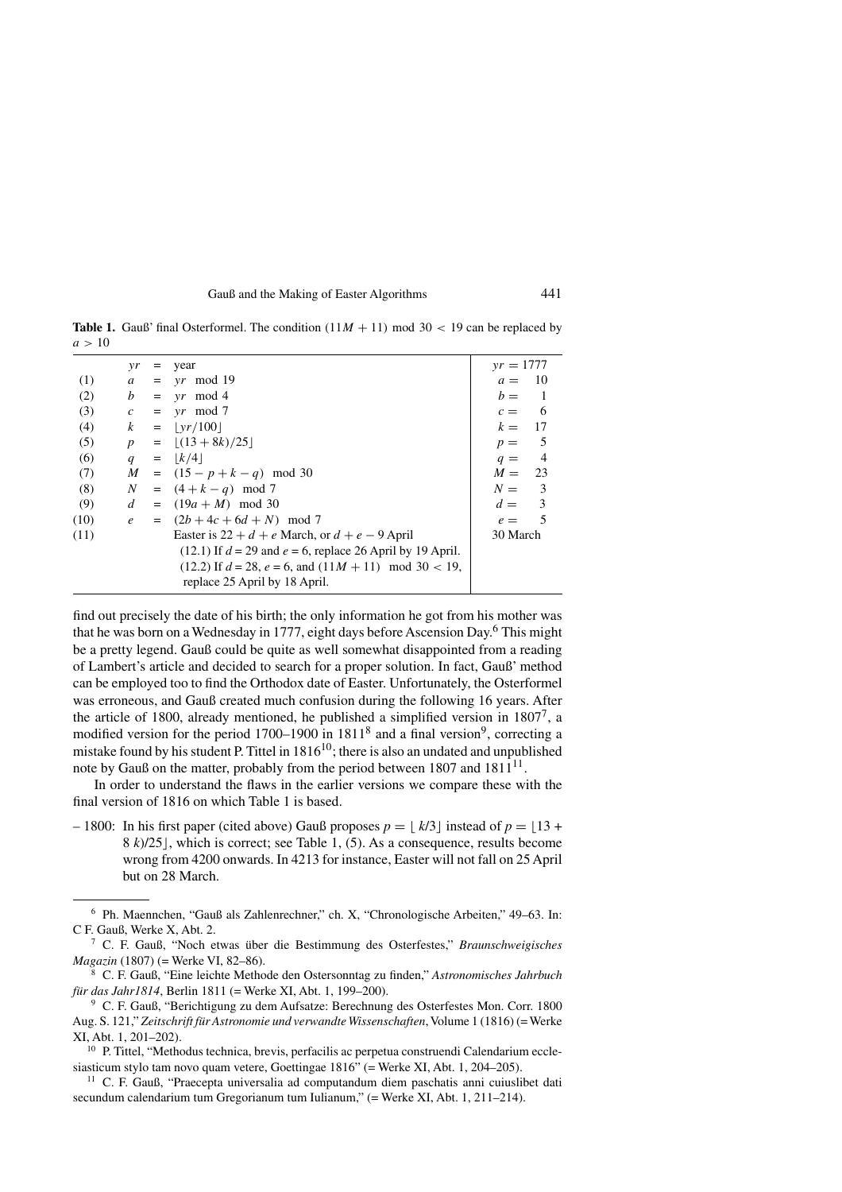**Table 1.** Gauß' final Osterformel. The condition $(11M + 11) \bmod 30 < 19$ can be replaced by $a > 10$

| | | | | |
|---|---|---|---|---|
| | $yr$ | = | year | $yr = 1777$ |
| (1) | $a$ | = | $yr \mod 19$ | $a = 10$ |
| (2) | $b$ | = | $yr \mod 4$ | $b = 1$ |
| (3) | $c$ | = | $yr \mod 7$ | $c = 6$ |
| (4) | $k$ | = | $\lfloor yr/100 \rfloor$ | $k = 17$ |
| (5) | $p$ | = | $\lfloor (13 + 8k)/25 \rfloor$ | $p = 5$ |
| (6) | $q$ | = | $\lfloor k/4 \rfloor$ | $q = 4$ |
| (7) | $M$ | = | $(15 - p + k - q) \mod 30$ | $M = 23$ |
| (8) | $N$ | = | $(4 + k - q) \mod 7$ | $N = 3$ |
| (9) | $d$ | = | $(19a + M) \mod 30$ | $d = 3$ |
| (10) | $e$ | = | $(2b + 4c + 6d + N) \mod 7$ | $e = 5$ |
| (11) | | | Easter is $22 + d + e$ March, or $d + e - 9$ April | 30 March |
| | | | (12.1) If $d = 29$ and $e = 6$, replace 26 April by 19 April. | |
| | | | (12.2) If $d = 28$, $e = 6$, and $(11M + 11) \mod 30 < 19$, replace 25 April by 18 April. | |

find out precisely the date of his birth; the only information he got from his mother was that he was born on a Wednesday in 1777, eight days before Ascension Day.[6] This might be a pretty legend. Gauß could be quite as well somewhat disappointed from a reading of Lambert's article and decided to search for a proper solution. In fact, Gauß' method can be employed too to find the Orthodox date of Easter. Unfortunately, the Osterformel was erroneous, and Gauß created much confusion during the following 16 years. After the article of 1800, already mentioned, he published a simplified version in 1807[7], a modified version for the period 1700–1900 in 1811[8] and a final version[9], correcting a mistake found by his student P. Tittel in 1816[10]; there is also an undated and unpublished note by Gauß on the matter, probably from the period between 1807 and 1811[11].

In order to understand the flaws in the earlier versions we compare these with the final version of 1816 on which Table 1 is based.

– 1800: In his first paper (cited above) Gauß proposes $p = \lfloor k/3 \rfloor$ instead of $p = \lfloor 13 + 8k)/25 \rfloor$, which is correct; see Table 1, (5). As a consequence, results become wrong from 4200 onwards. In 4213 for instance, Easter will not fall on 25 April but on 28 March.

---

[6] Ph. Maennchen, "Gauß als Zahlenrechner," ch. X, "Chronologische Arbeiten," 49–63. In: C F. Gauß, Werke X, Abt. 2.

[7] C. F. Gauß, "Noch etwas über die Bestimmung des Osterfestes," *Braunschweigisches Magazin* (1807) (= Werke VI, 82–86).

[8] C. F. Gauß, "Eine leichte Methode den Ostersonntag zu finden," *Astronomisches Jahrbuch für das Jahr1814*, Berlin 1811 (= Werke XI, Abt. 1, 199–200).

[9] C. F. Gauß, "Berichtigung zu dem Aufsatze: Berechnung des Osterfestes Mon. Corr. 1800 Aug. S. 121," *Zeitschrift für Astronomie und verwandte Wissenschaften*, Volume 1 (1816) (= Werke XI, Abt. 1, 201–202).

[10] P. Tittel, "Methodus technica, brevis, perfacilis ac perpetua construendi Calendarium ecclesiasticum stylo tam novo quam vetere, Goettingae 1816" (= Werke XI, Abt. 1, 204–205).

[11] C. F. Gauß, "Praecepta universalia ad computandum diem paschatis anni cuiuslibet dati secundum calendarium tum Gregorianum tum Iulianum," (= Werke XI, Abt. 1, 211–214).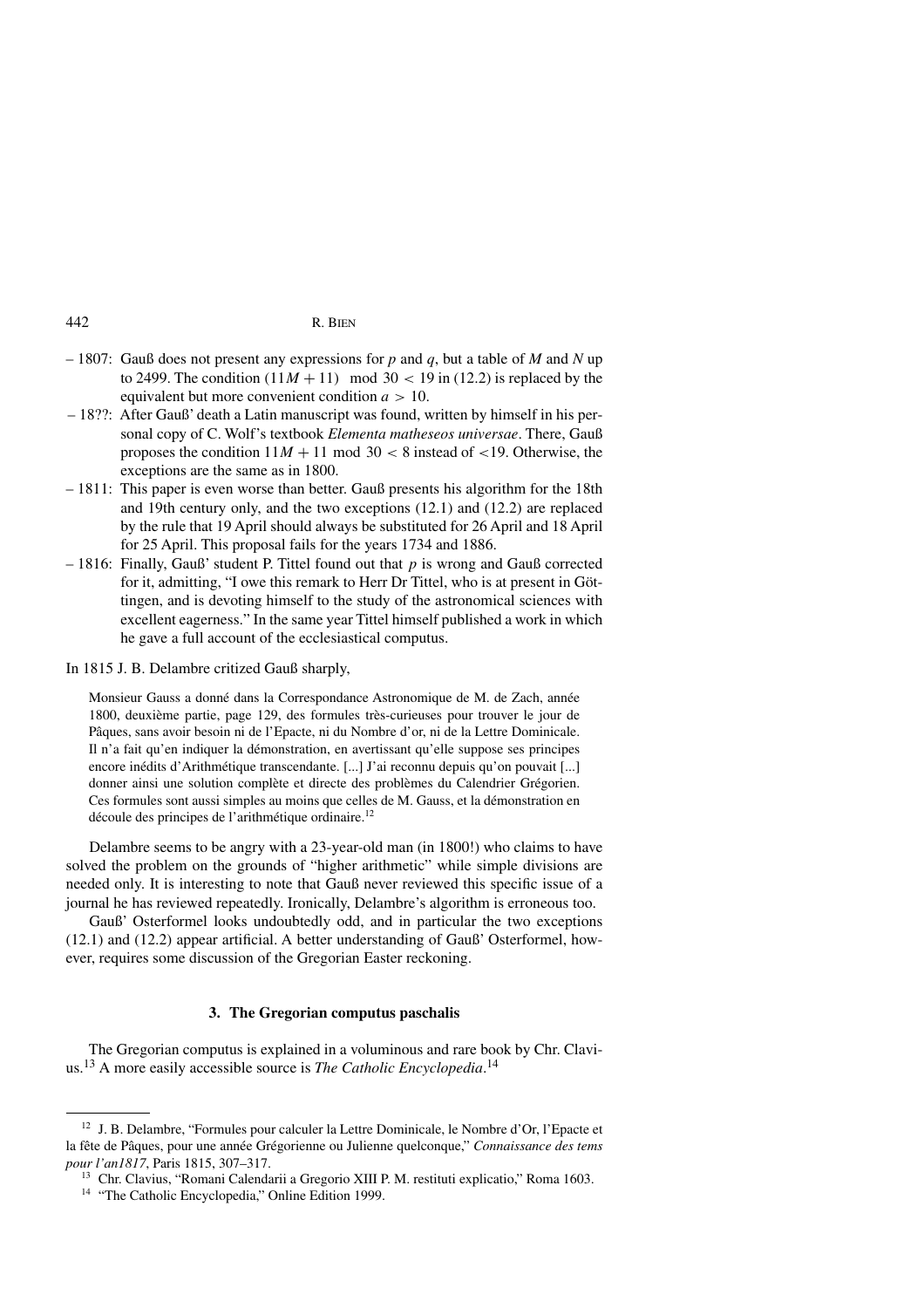- 1807: Gauß does not present any expressions for $p$ and $q$, but a table of $M$ and $N$ up to 2499. The condition $(11M + 11) \mod 30 < 19$ in (12.2) is replaced by the equivalent but more convenient condition $a > 10$.
- 18??: After Gauß' death a Latin manuscript was found, written by himself in his personal copy of C. Wolf's textbook *Elementa matheseos universae*. There, Gauß proposes the condition $11M + 11 \mod 30 < 8$ instead of $<19$. Otherwise, the exceptions are the same as in 1800.
- 1811: This paper is even worse than better. Gauß presents his algorithm for the 18th and 19th century only, and the two exceptions (12.1) and (12.2) are replaced by the rule that 19 April should always be substituted for 26 April and 18 April for 25 April. This proposal fails for the years 1734 and 1886.
- 1816: Finally, Gauß' student P. Tittel found out that $p$ is wrong and Gauß corrected for it, admitting, "I owe this remark to Herr Dr Tittel, who is at present in Göttingen, and is devoting himself to the study of the astronomical sciences with excellent eagerness." In the same year Tittel himself published a work in which he gave a full account of the ecclesiastical computus.

In 1815 J. B. Delambre critized Gauß sharply,

> Monsieur Gauss a donné dans la Correspondance Astronomique de M. de Zach, année 1800, deuxième partie, page 129, des formules très-curieuses pour trouver le jour de Pâques, sans avoir besoin ni de l'Epacte, ni du Nombre d'or, ni de la Lettre Dominicale. Il n'a fait qu'en indiquer la démonstration, en avertissant qu'elle suppose ses principes encore inédits d'Arithmétique transcendante. [...] J'ai reconnu depuis qu'on pouvait [...] donner ainsi une solution complète et directe des problèmes du Calendrier Grégorien. Ces formules sont aussi simples au moins que celles de M. Gauss, et la démonstration en découle des principes de l'arithmétique ordinaire.[12]

Delambre seems to be angry with a 23-year-old man (in 1800!) who claims to have solved the problem on the grounds of "higher arithmetic" while simple divisions are needed only. It is interesting to note that Gauß never reviewed this specific issue of a journal he has reviewed repeatedly. Ironically, Delambre's algorithm is erroneous too.

Gauß' Osterformel looks undoubtedly odd, and in particular the two exceptions (12.1) and (12.2) appear artificial. A better understanding of Gauß' Osterformel, however, requires some discussion of the Gregorian Easter reckoning.

### 3. The Gregorian computus paschalis

The Gregorian computus is explained in a voluminous and rare book by Chr. Clavius.[13] A more easily accessible source is *The Catholic Encyclopedia*.[14]

---

[12] J. B. Delambre, "Formules pour calculer la Lettre Dominicale, le Nombre d'Or, l'Epacte et la fête de Pâques, pour une année Grégorienne ou Julienne quelconque," *Connaissance des tems pour l'an1817*, Paris 1815, 307–317.

[13] Chr. Clavius, "Romani Calendarii a Gregorio XIII P. M. restituti explicatio," Roma 1603.

[14] "The Catholic Encyclopedia," Online Edition 1999.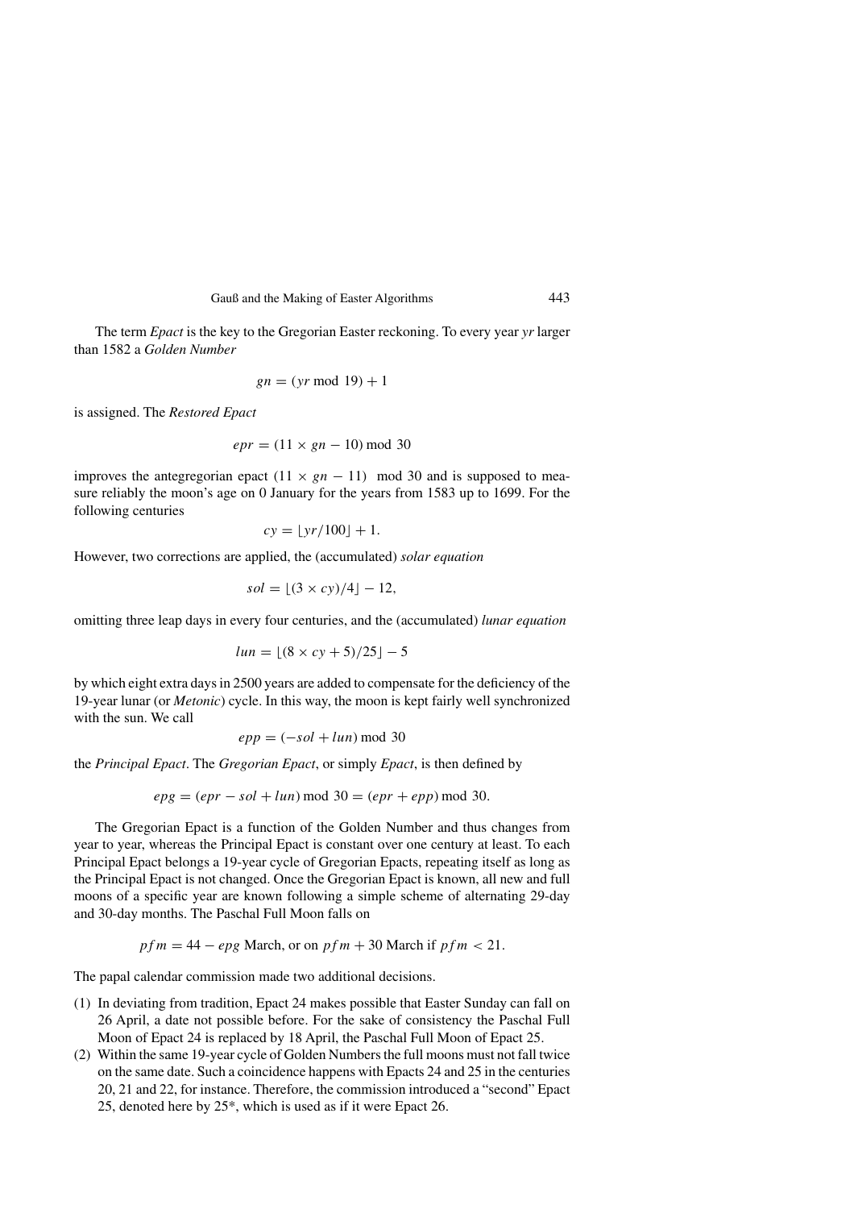The term *Epact* is the key to the Gregorian Easter reckoning. To every year *yr* larger than 1582 a *Golden Number*

$$gn = (yr \bmod 19) + 1$$

is assigned. The *Restored Epact*

$$epr = (11 \times gn - 10) \bmod 30$$

improves the antegregorian epact $(11 \times gn - 11) \mod 30$ and is supposed to measure reliably the moon's age on 0 January for the years from 1583 up to 1699. For the following centuries

$$cy = \lfloor yr/100 \rfloor + 1.$$

However, two corrections are applied, the (accumulated) *solar equation*

$$sol = \lfloor (3 \times cy)/4 \rfloor - 12,$$

omitting three leap days in every four centuries, and the (accumulated) *lunar equation*

$$lun = \lfloor (8 \times cy + 5)/25 \rfloor - 5$$

by which eight extra days in 2500 years are added to compensate for the deficiency of the 19-year lunar (or *Metonic*) cycle. In this way, the moon is kept fairly well synchronized with the sun. We call

$$epp = (-sol + lun) \bmod 30$$

the *Principal Epact*. The *Gregorian Epact*, or simply *Epact*, is then defined by

$$epg = (epr - sol + lun) \bmod 30 = (epr + epp) \bmod 30.$$

The Gregorian Epact is a function of the Golden Number and thus changes from year to year, whereas the Principal Epact is constant over one century at least. To each Principal Epact belongs a 19-year cycle of Gregorian Epacts, repeating itself as long as the Principal Epact is not changed. Once the Gregorian Epact is known, all new and full moons of a specific year are known following a simple scheme of alternating 29-day and 30-day months. The Paschal Full Moon falls on

$$pfm = 44 - epg \text{ March, or on } pfm + 30 \text{ March if } pfm < 21.$$

The papal calendar commission made two additional decisions.

(1) In deviating from tradition, Epact 24 makes possible that Easter Sunday can fall on 26 April, a date not possible before. For the sake of consistency the Paschal Full Moon of Epact 24 is replaced by 18 April, the Paschal Full Moon of Epact 25.
(2) Within the same 19-year cycle of Golden Numbers the full moons must not fall twice on the same date. Such a coincidence happens with Epacts 24 and 25 in the centuries 20, 21 and 22, for instance. Therefore, the commission introduced a "second" Epact 25, denoted here by 25*, which is used as if it were Epact 26.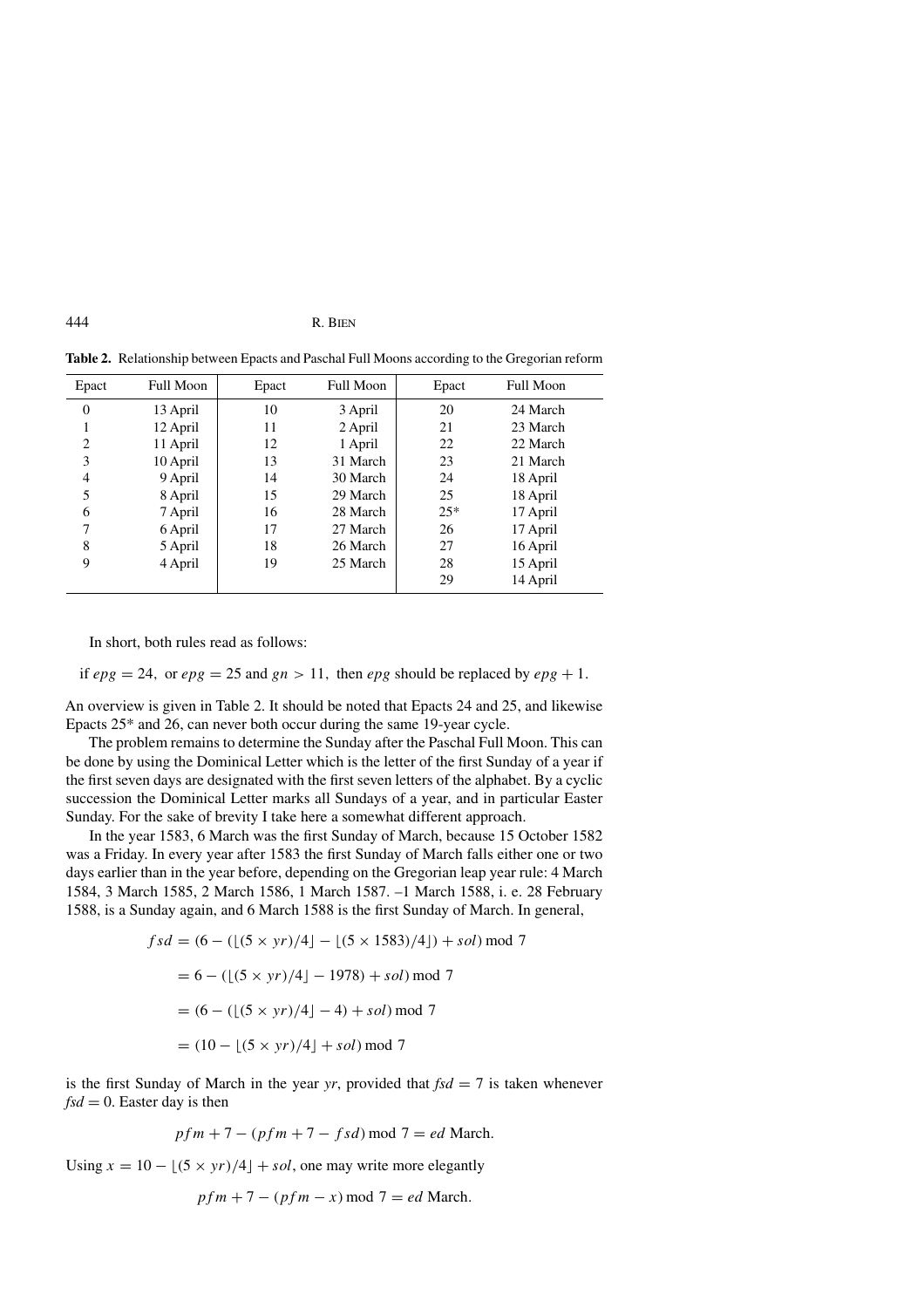**Table 2.** Relationship between Epacts and Paschal Full Moons according to the Gregorian reform

| Epact | Full Moon | Epact | Full Moon | Epact | Full Moon |
|---|---|---|---|---|---|
| 0 | 13 April | 10 | 3 April | 20 | 24 March |
| 1 | 12 April | 11 | 2 April | 21 | 23 March |
| 2 | 11 April | 12 | 1 April | 22 | 22 March |
| 3 | 10 April | 13 | 31 March | 23 | 21 March |
| 4 | 9 April | 14 | 30 March | 24 | 18 April |
| 5 | 8 April | 15 | 29 March | 25 | 18 April |
| 6 | 7 April | 16 | 28 March | 25* | 17 April |
| 7 | 6 April | 17 | 27 March | 26 | 17 April |
| 8 | 5 April | 18 | 26 March | 27 | 16 April |
| 9 | 4 April | 19 | 25 March | 28 | 15 April |
| | | | | 29 | 14 April |

In short, both rules read as follows:

if $epg = 24$, or $epg = 25$ and $gn > 11$, then $epg$ should be replaced by $epg + 1$.

An overview is given in Table 2. It should be noted that Epacts 24 and 25, and likewise Epacts 25* and 26, can never both occur during the same 19-year cycle.

The problem remains to determine the Sunday after the Paschal Full Moon. This can be done by using the Dominical Letter which is the letter of the first Sunday of a year if the first seven days are designated with the first seven letters of the alphabet. By a cyclic succession the Dominical Letter marks all Sundays of a year, and in particular Easter Sunday. For the sake of brevity I take here a somewhat different approach.

In the year 1583, 6 March was the first Sunday of March, because 15 October 1582 was a Friday. In every year after 1583 the first Sunday of March falls either one or two days earlier than in the year before, depending on the Gregorian leap year rule: 4 March 1584, 3 March 1585, 2 March 1586, 1 March 1587. –1 March 1588, i. e. 28 February 1588, is a Sunday again, and 6 March 1588 is the first Sunday of March. In general,

$$\begin{aligned}
fsd &= (6 - (\lfloor (5 \times yr)/4 \rfloor - \lfloor (5 \times 1583)/4 \rfloor) + sol) \bmod 7 \\
&= 6 - (\lfloor (5 \times yr)/4 \rfloor - 1978) + sol) \bmod 7 \\
&= (6 - (\lfloor (5 \times yr)/4 \rfloor - 4) + sol) \bmod 7 \\
&= (10 - \lfloor (5 \times yr)/4 \rfloor + sol) \bmod 7
\end{aligned}$$

is the first Sunday of March in the year $yr$, provided that $fsd = 7$ is taken whenever $fsd = 0$. Easter day is then

$$pfm + 7 - (pfm + 7 - fsd) \bmod 7 = ed \text{ March.}$$

Using $x = 10 - \lfloor (5 \times yr)/4 \rfloor + sol$, one may write more elegantly

$$pfm + 7 - (pfm - x) \bmod 7 = ed \text{ March.}$$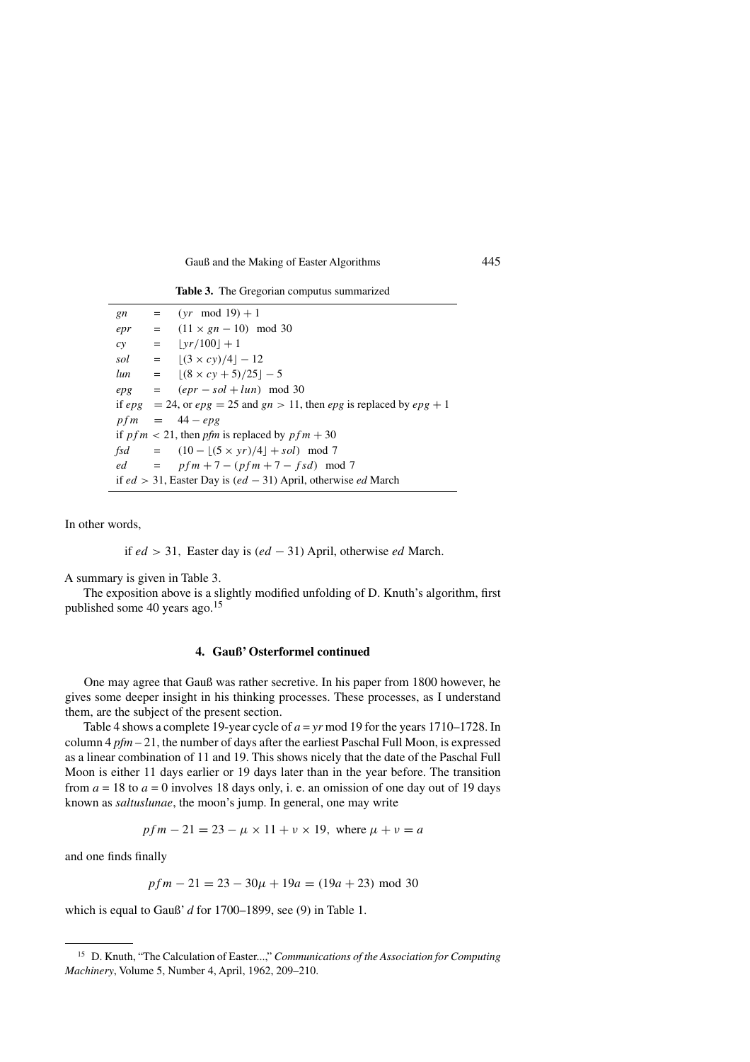**Table 3.** The Gregorian computus summarized

| | | |
|---|---|---|
| $gn$ | = | $(yr \mod 19) + 1$ |
| $epr$ | = | $(11 \times gn - 10) \mod 30$ |
| $cy$ | = | $\lfloor yr/100 \rfloor + 1$ |
| $sol$ | = | $\lfloor (3 \times cy)/4 \rfloor - 12$ |
| $lun$ | = | $\lfloor (8 \times cy + 5)/25 \rfloor - 5$ |
| $epg$ | = | $(epr - sol + lun) \mod 30$ |
| if $epg$ | | $= 24$, or $epg = 25$ and $gn > 11$, then $epg$ is replaced by $epg + 1$ |
| $pfm$ | = | $44 - epg$ |
| if $pfm < 21$, then $pfm$ is replaced by $pfm + 30$ | | |
| $fsd$ | = | $(10 - \lfloor (5 \times yr)/4 \rfloor + sol) \mod 7$ |
| $ed$ | = | $pfm + 7 - (pfm + 7 - fsd) \mod 7$ |
| if $ed > 31$, Easter Day is $(ed - 31)$ April, otherwise $ed$ March | | |

In other words,

$$\text{if } ed > 31, \text{ Easter day is } (ed - 31) \text{ April, otherwise } ed \text{ March.}$$

A summary is given in Table 3.

The exposition above is a slightly modified unfolding of D. Knuth's algorithm, first published some 40 years ago.[15]

## 4. Gauß' Osterformel continued

One may agree that Gauß was rather secretive. In his paper from 1800 however, he gives some deeper insight in his thinking processes. These processes, as I understand them, are the subject of the present section.

Table 4 shows a complete 19-year cycle of $a = yr \mod 19$ for the years 1710–1728. In column 4 $pfm - 21$, the number of days after the earliest Paschal Full Moon, is expressed as a linear combination of 11 and 19. This shows nicely that the date of the Paschal Full Moon is either 11 days earlier or 19 days later than in the year before. The transition from $a = 18$ to $a = 0$ involves 18 days only, i. e. an omission of one day out of 19 days known as *saltuslunae*, the moon's jump. In general, one may write

$$pfm - 21 = 23 - \mu \times 11 + \nu \times 19, \text{ where } \mu + \nu = a$$

and one finds finally

$$pfm - 21 = 23 - 30\mu + 19a = (19a + 23) \mod 30$$

which is equal to Gauß' $d$ for 1700–1899, see (9) in Table 1.

---

[15] D. Knuth, "The Calculation of Easter...," *Communications of the Association for Computing Machinery*, Volume 5, Number 4, April, 1962, 209–210.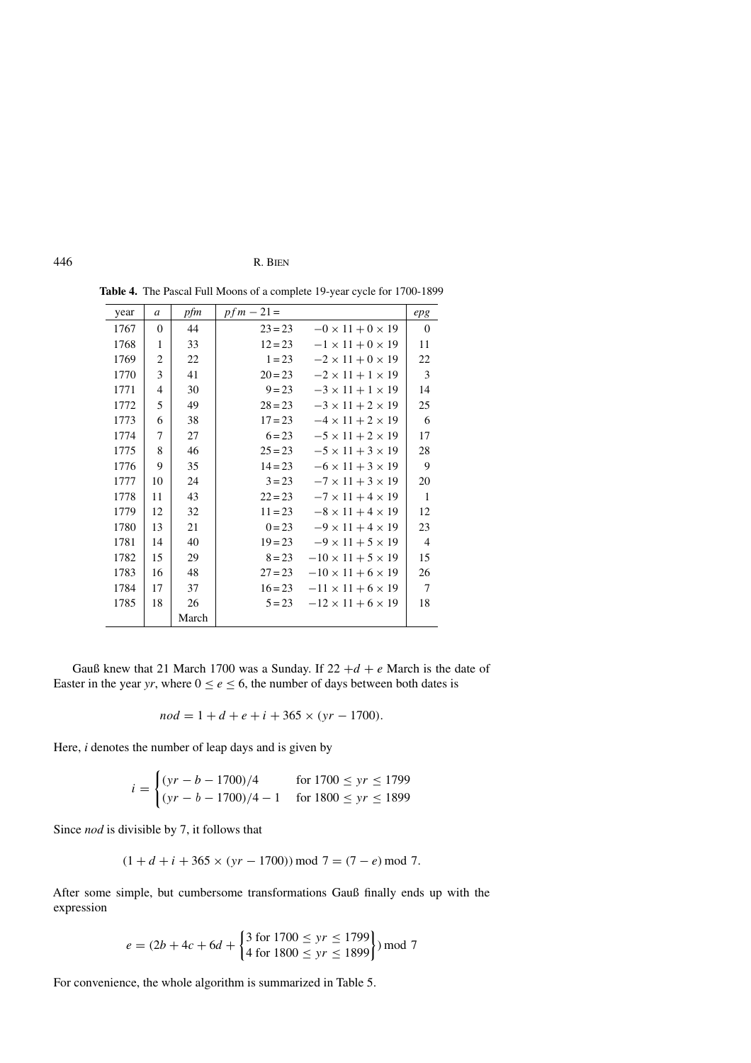**Table 4.** The Pascal Full Moons of a complete 19-year cycle for 1700-1899

| year | $a$ | *pfm* | $pfm - 21 =$ | | *epg* |
|---|---|---|---|---|---|
| 1767 | 0 | 44 | $23 = 23$ | $-0 \times 11 + 0 \times 19$ | 0 |
| 1768 | 1 | 33 | $12 = 23$ | $-1 \times 11 + 0 \times 19$ | 11 |
| 1769 | 2 | 22 | $1 = 23$ | $-2 \times 11 + 0 \times 19$ | 22 |
| 1770 | 3 | 41 | $20 = 23$ | $-2 \times 11 + 1 \times 19$ | 3 |
| 1771 | 4 | 30 | $9 = 23$ | $-3 \times 11 + 1 \times 19$ | 14 |
| 1772 | 5 | 49 | $28 = 23$ | $-3 \times 11 + 2 \times 19$ | 25 |
| 1773 | 6 | 38 | $17 = 23$ | $-4 \times 11 + 2 \times 19$ | 6 |
| 1774 | 7 | 27 | $6 = 23$ | $-5 \times 11 + 2 \times 19$ | 17 |
| 1775 | 8 | 46 | $25 = 23$ | $-5 \times 11 + 3 \times 19$ | 28 |
| 1776 | 9 | 35 | $14 = 23$ | $-6 \times 11 + 3 \times 19$ | 9 |
| 1777 | 10 | 24 | $3 = 23$ | $-7 \times 11 + 3 \times 19$ | 20 |
| 1778 | 11 | 43 | $22 = 23$ | $-7 \times 11 + 4 \times 19$ | 1 |
| 1779 | 12 | 32 | $11 = 23$ | $-8 \times 11 + 4 \times 19$ | 12 |
| 1780 | 13 | 21 | $0 = 23$ | $-9 \times 11 + 4 \times 19$ | 23 |
| 1781 | 14 | 40 | $19 = 23$ | $-9 \times 11 + 5 \times 19$ | 4 |
| 1782 | 15 | 29 | $8 = 23$ | $-10 \times 11 + 5 \times 19$ | 15 |
| 1783 | 16 | 48 | $27 = 23$ | $-10 \times 11 + 6 \times 19$ | 26 |
| 1784 | 17 | 37 | $16 = 23$ | $-11 \times 11 + 6 \times 19$ | 7 |
| 1785 | 18 | 26 | $5 = 23$ | $-12 \times 11 + 6 \times 19$ | 18 |
| | | March | | | |

Gauß knew that 21 March 1700 was a Sunday. If $22 + d + e$ March is the date of Easter in the year $yr$, where $0 \le e \le 6$, the number of days between both dates is

$$nod = 1 + d + e + i + 365 \times (yr - 1700).$$

Here, $i$ denotes the number of leap days and is given by

$$i = \begin{cases} (yr - b - 1700)/4 & \text{for } 1700 \le yr \le 1799 \\ (yr - b - 1700)/4 - 1 & \text{for } 1800 \le yr \le 1899 \end{cases}$$

Since *nod* is divisible by 7, it follows that

$$(1 + d + i + 365 \times (yr - 1700)) \bmod 7 = (7 - e) \bmod 7.$$

After some simple, but cumbersome transformations Gauß finally ends up with the expression

$$e = (2b + 4c + 6d + \begin{Bmatrix} 3 \text{ for } 1700 \le yr \le 1799 \\ 4 \text{ for } 1800 \le yr \le 1899 \end{Bmatrix}) \bmod 7$$

For convenience, the whole algorithm is summarized in Table 5.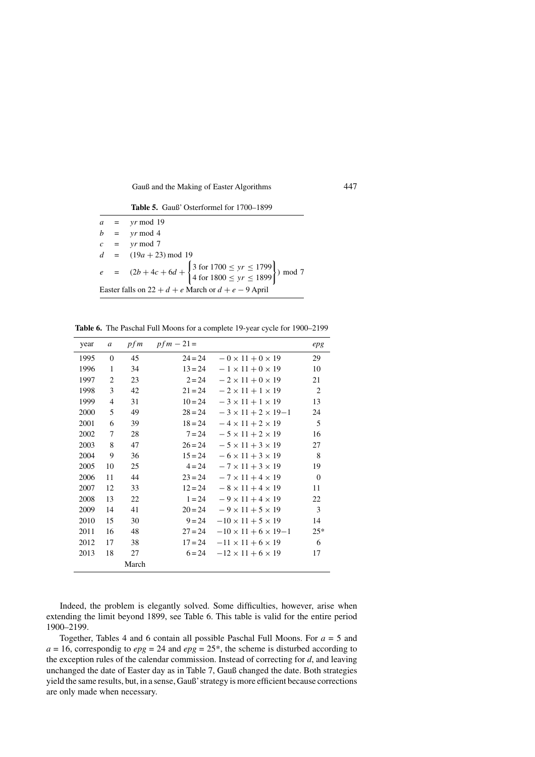**Table 5.** Gauß' Osterformel for 1700–1899

$$a = yr \bmod 19$$

$$b = yr \bmod 4$$

$$c = yr \bmod 7$$

$$d = (19a + 23) \bmod 19$$

$$e = (2b + 4c + 6d + \begin{Bmatrix} 3 \text{ for } 1700 \leq yr \leq 1799 \\ 4 \text{ for } 1800 \leq yr \leq 1899 \end{Bmatrix}) \bmod 7$$

Easter falls on $22 + d + e$ March or $d + e - 9$ April

**Table 6.** The Paschal Full Moons for a complete 19-year cycle for 1900–2199

| year | $a$ | $pfm$ | $pfm - 21 =$ | | $epg$ |
|---|---|---|---|---|---|
| 1995 | 0 | 45 | $24 = 24$ | $-0 \times 11 + 0 \times 19$ | 29 |
| 1996 | 1 | 34 | $13 = 24$ | $-1 \times 11 + 0 \times 19$ | 10 |
| 1997 | 2 | 23 | $2 = 24$ | $-2 \times 11 + 0 \times 19$ | 21 |
| 1998 | 3 | 42 | $21 = 24$ | $-2 \times 11 + 1 \times 19$ | 2 |
| 1999 | 4 | 31 | $10 = 24$ | $-3 \times 11 + 1 \times 19$ | 13 |
| 2000 | 5 | 49 | $28 = 24$ | $-3 \times 11 + 2 \times 19 - 1$ | 24 |
| 2001 | 6 | 39 | $18 = 24$ | $-4 \times 11 + 2 \times 19$ | 5 |
| 2002 | 7 | 28 | $7 = 24$ | $-5 \times 11 + 2 \times 19$ | 16 |
| 2003 | 8 | 47 | $26 = 24$ | $-5 \times 11 + 3 \times 19$ | 27 |
| 2004 | 9 | 36 | $15 = 24$ | $-6 \times 11 + 3 \times 19$ | 8 |
| 2005 | 10 | 25 | $4 = 24$ | $-7 \times 11 + 3 \times 19$ | 19 |
| 2006 | 11 | 44 | $23 = 24$ | $-7 \times 11 + 4 \times 19$ | 0 |
| 2007 | 12 | 33 | $12 = 24$ | $-8 \times 11 + 4 \times 19$ | 11 |
| 2008 | 13 | 22 | $1 = 24$ | $-9 \times 11 + 4 \times 19$ | 22 |
| 2009 | 14 | 41 | $20 = 24$ | $-9 \times 11 + 5 \times 19$ | 3 |
| 2010 | 15 | 30 | $9 = 24$ | $-10 \times 11 + 5 \times 19$ | 14 |
| 2011 | 16 | 48 | $27 = 24$ | $-10 \times 11 + 6 \times 19 - 1$ | 25* |
| 2012 | 17 | 38 | $17 = 24$ | $-11 \times 11 + 6 \times 19$ | 6 |
| 2013 | 18 | 27 | $6 = 24$ | $-12 \times 11 + 6 \times 19$ | 17 |
| | | March | | | |

Indeed, the problem is elegantly solved. Some difficulties, however, arise when extending the limit beyond 1899, see Table 6. This table is valid for the entire period 1900–2199.

Together, Tables 4 and 6 contain all possible Paschal Full Moons. For $a = 5$ and $a = 16$, correspondig to $epg = 24$ and $epg = 25^*$, the scheme is disturbed according to the exception rules of the calendar commission. Instead of correcting for $d$, and leaving unchanged the date of Easter day as in Table 7, Gauß changed the date. Both strategies yield the same results, but, in a sense, Gauß' strategy is more efficient because corrections are only made when necessary.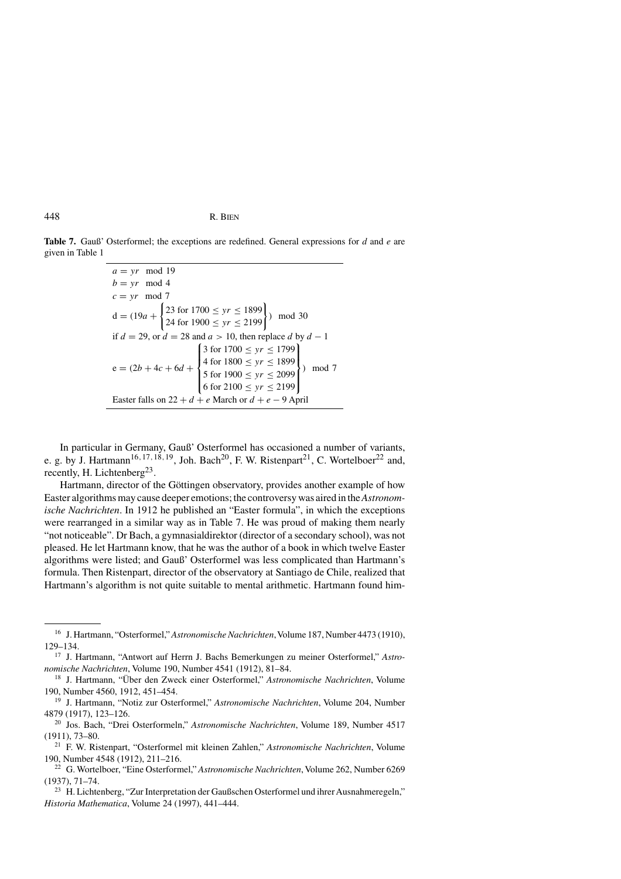**Table 7.** Gauß' Osterformel; the exceptions are redefined. General expressions for $d$ and $e$ are given in Table 1

$$a = yr \mod 19$$

$$b = yr \mod 4$$

$$c = yr \mod 7$$

$$\mathrm{d} = (19a + \begin{Bmatrix} 23 \text{ for } 1700 \leq yr \leq 1899 \\ 24 \text{ for } 1900 \leq yr \leq 2199 \end{Bmatrix}) \mod 30$$

if $d = 29$, or $d = 28$ and $a > 10$, then replace $d$ by $d - 1$

$$\mathrm{e} = (2b + 4c + 6d + \begin{Bmatrix} 3 \text{ for } 1700 \leq yr \leq 1799 \\ 4 \text{ for } 1800 \leq yr \leq 1899 \\ 5 \text{ for } 1900 \leq yr \leq 2099 \\ 6 \text{ for } 2100 \leq yr \leq 2199 \end{Bmatrix}) \mod 7$$

Easter falls on $22 + d + e$ March or $d + e - 9$ April

In particular in Germany, Gauß' Osterformel has occasioned a number of variants, e. g. by J. Hartmann[16, 17, 18, 19], Joh. Bach[20], F. W. Ristenpart[21], C. Wortelboer[22] and, recently, H. Lichtenberg[23].

Hartmann, director of the Göttingen observatory, provides another example of how Easter algorithms may cause deeper emotions; the controversy was aired in the *Astronomische Nachrichten*. In 1912 he published an "Easter formula", in which the exceptions were rearranged in a similar way as in Table 7. He was proud of making them nearly "not noticeable". Dr Bach, a gymnasialdirektor (director of a secondary school), was not pleased. He let Hartmann know, that he was the author of a book in which twelve Easter algorithms were listed; and Gauß' Osterformel was less complicated than Hartmann's formula. Then Ristenpart, director of the observatory at Santiago de Chile, realized that Hartmann's algorithm is not quite suitable to mental arithmetic. Hartmann found him-

---

[16] J. Hartmann, "Osterformel," *Astronomische Nachrichten*, Volume 187, Number 4473 (1910), 129–134.

[17] J. Hartmann, "Antwort auf Herrn J. Bachs Bemerkungen zu meiner Osterformel," *Astronomische Nachrichten*, Volume 190, Number 4541 (1912), 81–84.

[18] J. Hartmann, "Über den Zweck einer Osterformel," *Astronomische Nachrichten*, Volume 190, Number 4560, 1912, 451–454.

[19] J. Hartmann, "Notiz zur Osterformel," *Astronomische Nachrichten*, Volume 204, Number 4879 (1917), 123–126.

[20] Jos. Bach, "Drei Osterformeln," *Astronomische Nachrichten*, Volume 189, Number 4517 (1911), 73–80.

[21] F. W. Ristenpart, "Osterformel mit kleinen Zahlen," *Astronomische Nachrichten*, Volume 190, Number 4548 (1912), 211–216.

[22] G. Wortelboer, "Eine Osterformel," *Astronomische Nachrichten*, Volume 262, Number 6269 (1937), 71–74.

[23] H. Lichtenberg, "Zur Interpretation der Gaußschen Osterformel und ihrer Ausnahmeregeln," *Historia Mathematica*, Volume 24 (1997), 441–444.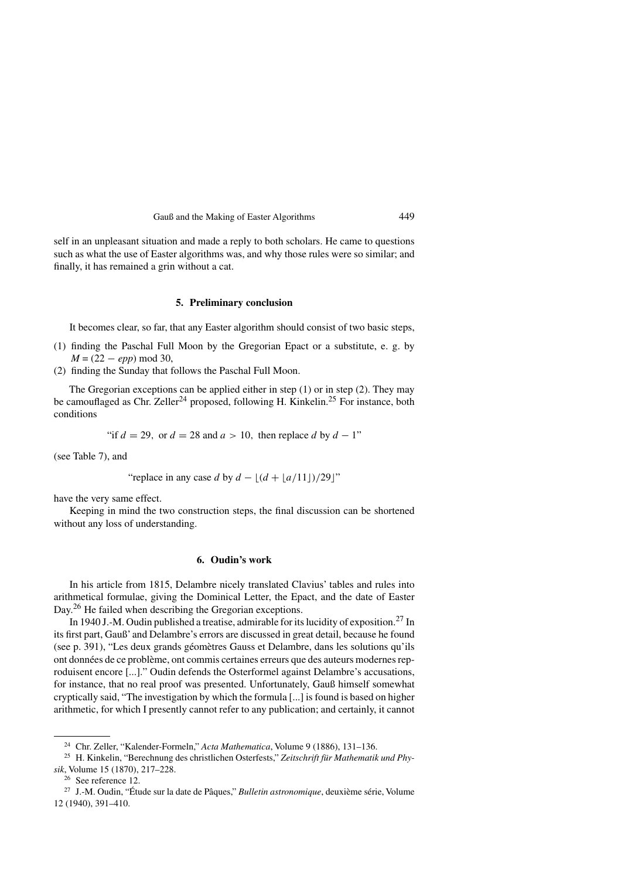self in an unpleasant situation and made a reply to both scholars. He came to questions such as what the use of Easter algorithms was, and why those rules were so similar; and finally, it has remained a grin without a cat.

## 5. Preliminary conclusion

It becomes clear, so far, that any Easter algorithm should consist of two basic steps,

(1) finding the Paschal Full Moon by the Gregorian Epact or a substitute, e. g. by $M = (22 - epp) \bmod 30$,

(2) finding the Sunday that follows the Paschal Full Moon.

The Gregorian exceptions can be applied either in step (1) or in step (2). They may be camouflaged as Chr. Zeller[24] proposed, following H. Kinkelin.[25] For instance, both conditions

$$\text{"if } d = 29, \text{ or } d = 28 \text{ and } a > 10, \text{ then replace } d \text{ by } d - 1\text{"}$$

(see Table 7), and

$$\text{"replace in any case } d \text{ by } d - \lfloor (d + \lfloor a/11 \rfloor)/29 \rfloor\text{"}$$

have the very same effect.

Keeping in mind the two construction steps, the final discussion can be shortened without any loss of understanding.

## 6. Oudin's work

In his article from 1815, Delambre nicely translated Clavius' tables and rules into arithmetical formulae, giving the Dominical Letter, the Epact, and the date of Easter Day.[26] He failed when describing the Gregorian exceptions.

In 1940 J.-M. Oudin published a treatise, admirable for its lucidity of exposition.[27] In its first part, Gauß' and Delambre's errors are discussed in great detail, because he found (see p. 391), "Les deux grands géomètres Gauss et Delambre, dans les solutions qu'ils ont données de ce problème, ont commis certaines erreurs que des auteurs modernes reproduisent encore [...]." Oudin defends the Osterformel against Delambre's accusations, for instance, that no real proof was presented. Unfortunately, Gauß himself somewhat cryptically said, "The investigation by which the formula [...] is found is based on higher arithmetic, for which I presently cannot refer to any publication; and certainly, it cannot

---

[24] Chr. Zeller, "Kalender-Formeln," *Acta Mathematica*, Volume 9 (1886), 131–136.

[25] H. Kinkelin, "Berechnung des christlichen Osterfests," *Zeitschrift für Mathematik und Physik*, Volume 15 (1870), 217–228.

[26] See reference 12.

[27] J.-M. Oudin, "Étude sur la date de Pâques," *Bulletin astronomique*, deuxième série, Volume 12 (1940), 391–410.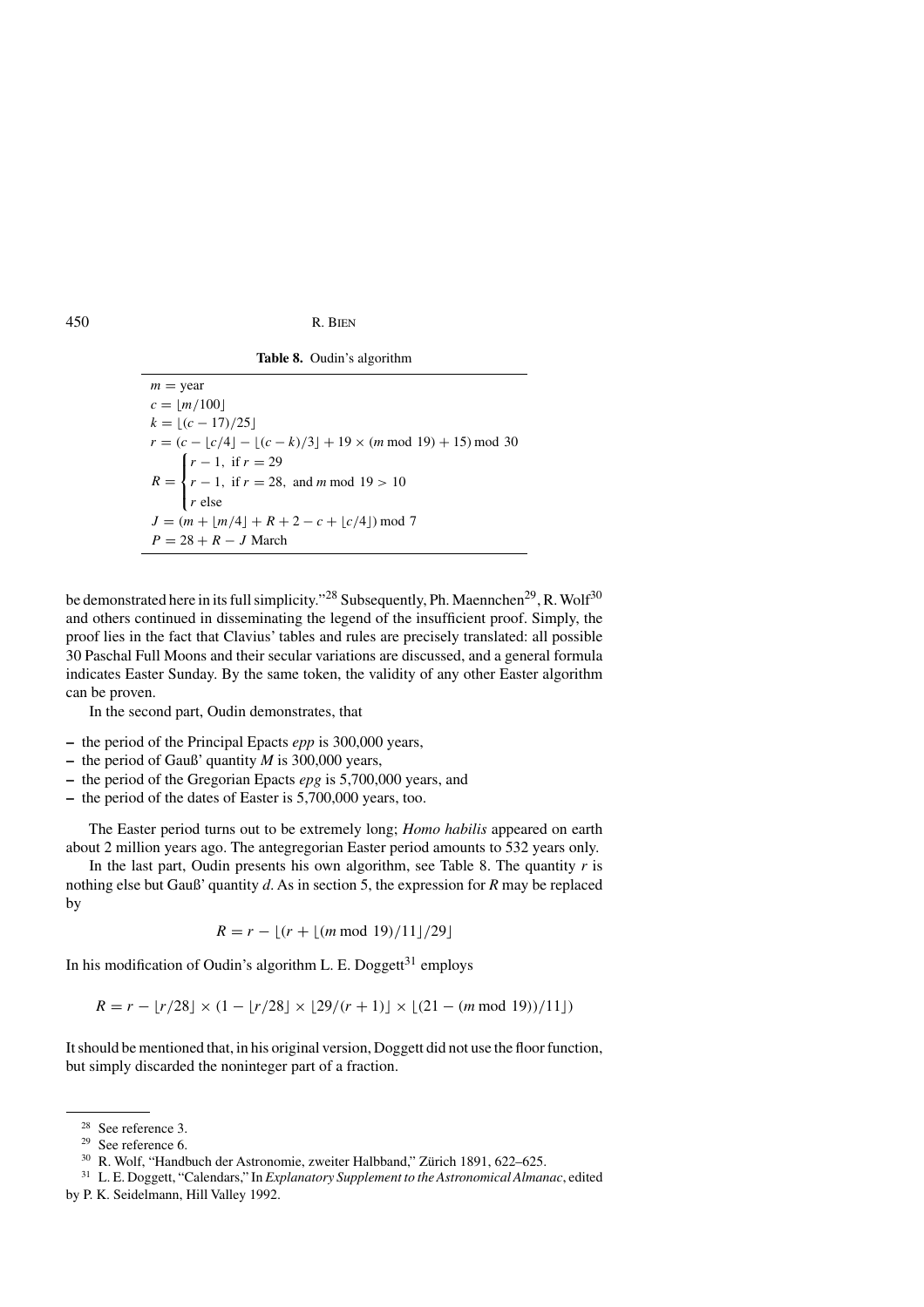**Table 8.** Oudin's algorithm

$$
\begin{aligned}
m &= \text{year} \\
c &= \lfloor m/100 \rfloor \\
k &= \lfloor (c-17)/25 \rfloor \\
r &= (c - \lfloor c/4 \rfloor - \lfloor (c-k)/3 \rfloor + 19 \times (m \bmod 19) + 15) \bmod 30 \\
R &= \begin{cases} r-1, & \text{if } r = 29 \\ r-1, & \text{if } r = 28, \text{ and } m \bmod 19 > 10 \\ r & \text{else} \end{cases} \\
J &= (m + \lfloor m/4 \rfloor + R + 2 - c + \lfloor c/4 \rfloor) \bmod 7 \\
P &= 28 + R - J \text{ March}
\end{aligned}
$$

be demonstrated here in its full simplicity."[28] Subsequently, Ph. Maennchen[29], R. Wolf[30] and others continued in disseminating the legend of the insufficient proof. Simply, the proof lies in the fact that Clavius' tables and rules are precisely translated: all possible 30 Paschal Full Moons and their secular variations are discussed, and a general formula indicates Easter Sunday. By the same token, the validity of any other Easter algorithm can be proven.

In the second part, Oudin demonstrates, that

- the period of the Principal Epacts *epp* is 300,000 years,
- the period of Gauß' quantity $M$ is 300,000 years,
- the period of the Gregorian Epacts *epg* is 5,700,000 years, and
- the period of the dates of Easter is 5,700,000 years, too.

The Easter period turns out to be extremely long; *Homo habilis* appeared on earth about 2 million years ago. The antegregorian Easter period amounts to 532 years only.

In the last part, Oudin presents his own algorithm, see Table 8. The quantity $r$ is nothing else but Gauß' quantity $d$. As in section 5, the expression for $R$ may be replaced by

$$R = r - \lfloor (r + \lfloor (m \bmod 19)/11 \rfloor / 29 \rfloor$$

In his modification of Oudin's algorithm L. E. Doggett[31] employs

$$R = r - \lfloor r/28 \rfloor \times (1 - \lfloor r/28 \rfloor \times \lfloor 29/(r+1) \rfloor \times \lfloor (21 - (m \bmod 19))/11 \rfloor)$$

It should be mentioned that, in his original version, Doggett did not use the floor function, but simply discarded the noninteger part of a fraction.

---

[28] See reference 3.

[29] See reference 6.

[30] R. Wolf, "Handbuch der Astronomie, zweiter Halbband," Zürich 1891, 622–625.

[31] L. E. Doggett, "Calendars," In *Explanatory Supplement to the Astronomical Almanac*, edited by P. K. Seidelmann, Hill Valley 1992.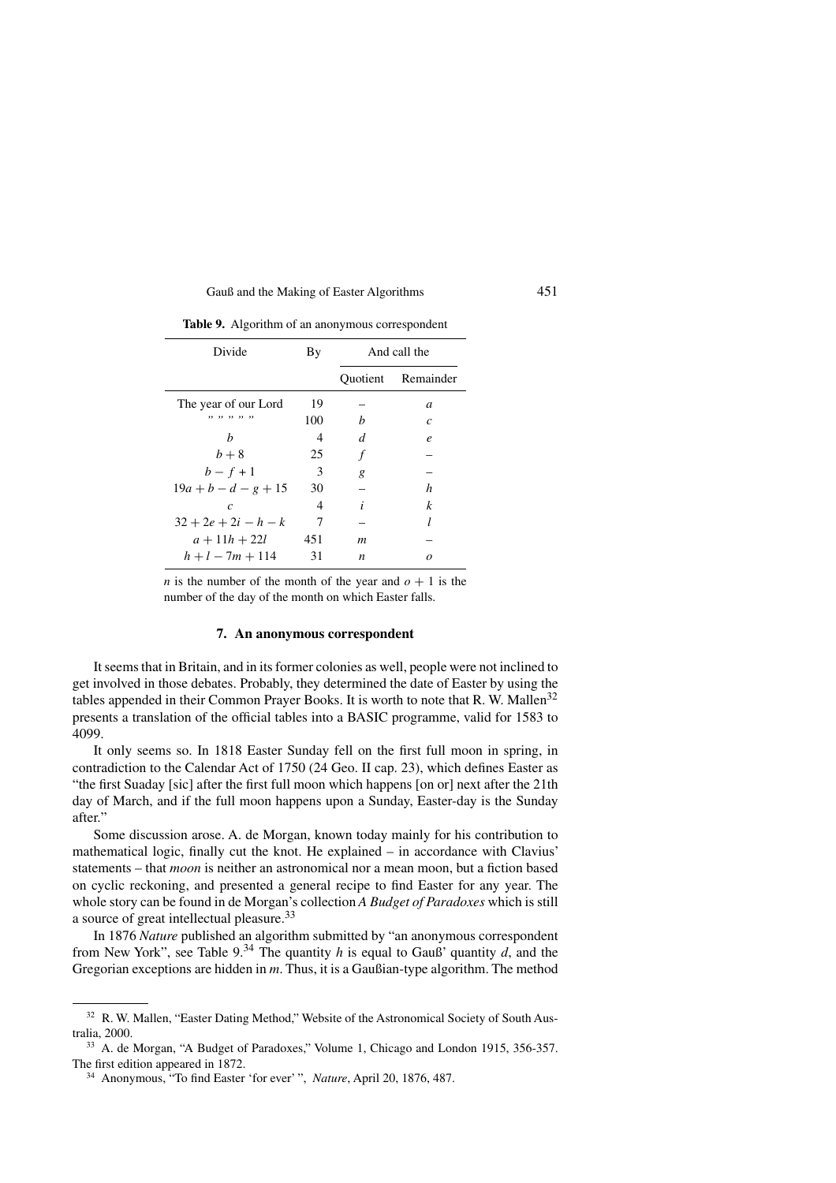**Table 9.** Algorithm of an anonymous correspondent

| Divide | By | And call the | |
|---|---|---|---|
| | | Quotient | Remainder |
| The year of our Lord | 19 | – | $a$ |
| " " " " " | 100 | $b$ | $c$ |
| $b$ | 4 | $d$ | $e$ |
| $b + 8$ | 25 | $f$ | – |
| $b - f + 1$ | 3 | $g$ | – |
| $19a + b - d - g + 15$ | 30 | – | $h$ |
| $c$ | 4 | $i$ | $k$ |
| $32 + 2e + 2i - h - k$ | 7 | – | $l$ |
| $a + 11h + 22l$ | 451 | $m$ | – |
| $h + l - 7m + 114$ | 31 | $n$ | $o$ |

$n$ is the number of the month of the year and $o + 1$ is the number of the day of the month on which Easter falls.

### 7. An anonymous correspondent

It seems that in Britain, and in its former colonies as well, people were not inclined to get involved in those debates. Probably, they determined the date of Easter by using the tables appended in their Common Prayer Books. It is worth to note that R. W. Mallen[32] presents a translation of the official tables into a BASIC programme, valid for 1583 to 4099.

It only seems so. In 1818 Easter Sunday fell on the first full moon in spring, in contradiction to the Calendar Act of 1750 (24 Geo. II cap. 23), which defines Easter as "the first Suaday [sic] after the first full moon which happens [on or] next after the 21th day of March, and if the full moon happens upon a Sunday, Easter-day is the Sunday after."

Some discussion arose. A. de Morgan, known today mainly for his contribution to mathematical logic, finally cut the knot. He explained – in accordance with Clavius' statements – that *moon* is neither an astronomical nor a mean moon, but a fiction based on cyclic reckoning, and presented a general recipe to find Easter for any year. The whole story can be found in de Morgan's collection *A Budget of Paradoxes* which is still a source of great intellectual pleasure.[33]

In 1876 *Nature* published an algorithm submitted by "an anonymous correspondent from New York", see Table 9.[34] The quantity $h$ is equal to Gauß' quantity $d$, and the Gregorian exceptions are hidden in $m$. Thus, it is a Gaußian-type algorithm. The method

---

[32] R. W. Mallen, "Easter Dating Method," Website of the Astronomical Society of South Australia, 2000.

[33] A. de Morgan, "A Budget of Paradoxes," Volume 1, Chicago and London 1915, 356-357. The first edition appeared in 1872.

[34] Anonymous, "To find Easter 'for ever' ", *Nature*, April 20, 1876, 487.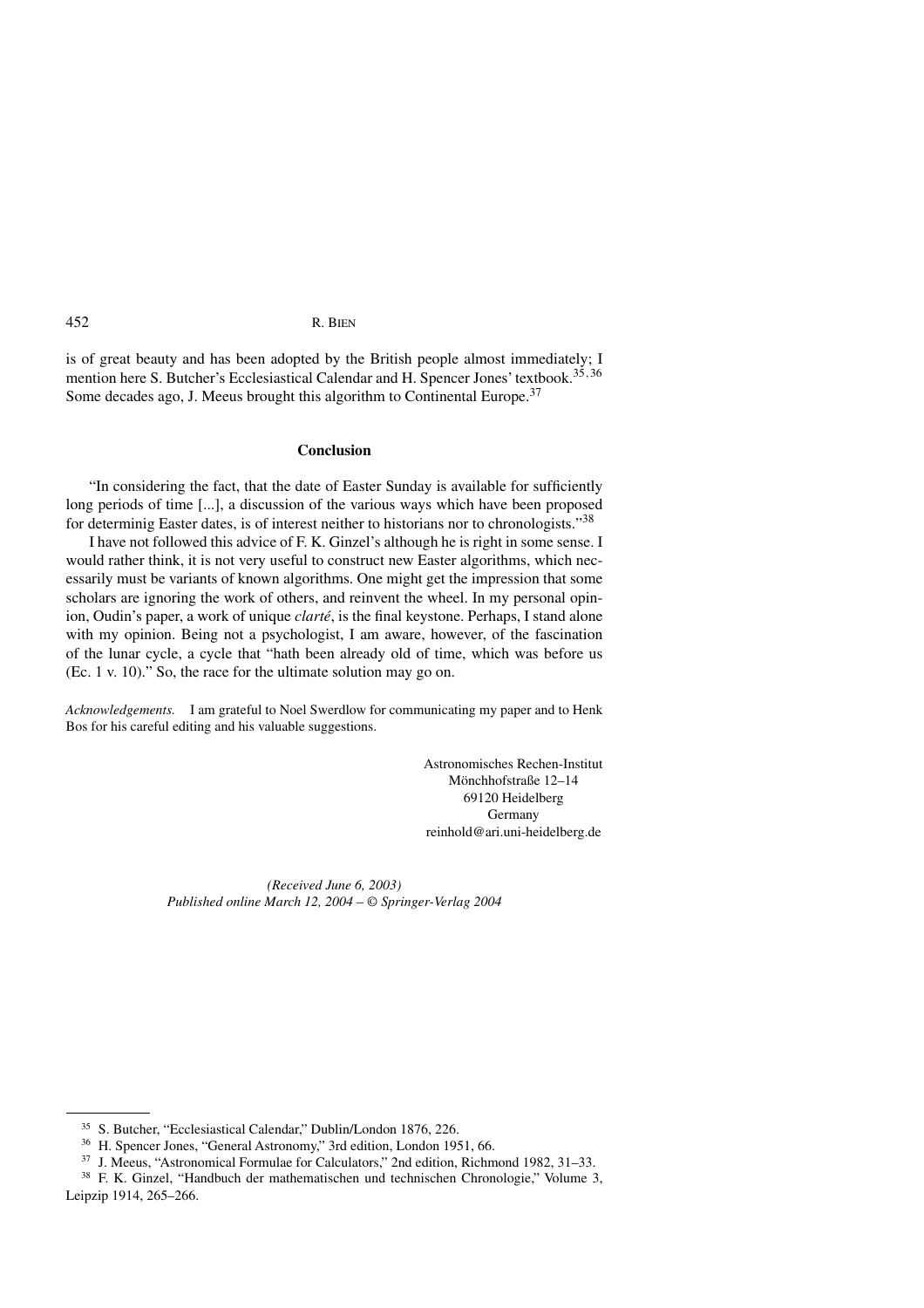is of great beauty and has been adopted by the British people almost immediately; I mention here S. Butcher's Ecclesiastical Calendar and H. Spencer Jones' textbook.[35,36] Some decades ago, J. Meeus brought this algorithm to Continental Europe.[37]

## Conclusion

"In considering the fact, that the date of Easter Sunday is available for sufficiently long periods of time [...], a discussion of the various ways which have been proposed for determinig Easter dates, is of interest neither to historians nor to chronologists."[38]

I have not followed this advice of F. K. Ginzel's although he is right in some sense. I would rather think, it is not very useful to construct new Easter algorithms, which necessarily must be variants of known algorithms. One might get the impression that some scholars are ignoring the work of others, and reinvent the wheel. In my personal opinion, Oudin's paper, a work of unique *clarté*, is the final keystone. Perhaps, I stand alone with my opinion. Being not a psychologist, I am aware, however, of the fascination of the lunar cycle, a cycle that "hath been already old of time, which was before us (Ec. 1 v. 10)." So, the race for the ultimate solution may go on.

*Acknowledgements.* I am grateful to Noel Swerdlow for communicating my paper and to Henk Bos for his careful editing and his valuable suggestions.

Astronomisches Rechen-Institut
Mönchhofstraße 12–14
69120 Heidelberg
Germany
reinhold@ari.uni-heidelberg.de

*(Received June 6, 2003)*
*Published online March 12, 2004 – © Springer-Verlag 2004*

---

[35] S. Butcher, "Ecclesiastical Calendar," Dublin/London 1876, 226.

[36] H. Spencer Jones, "General Astronomy," 3rd edition, London 1951, 66.

[37] J. Meeus, "Astronomical Formulae for Calculators," 2nd edition, Richmond 1982, 31–33.

[38] F. K. Ginzel, "Handbuch der mathematischen und technischen Chronologie," Volume 3, Leipzip 1914, 265–266.